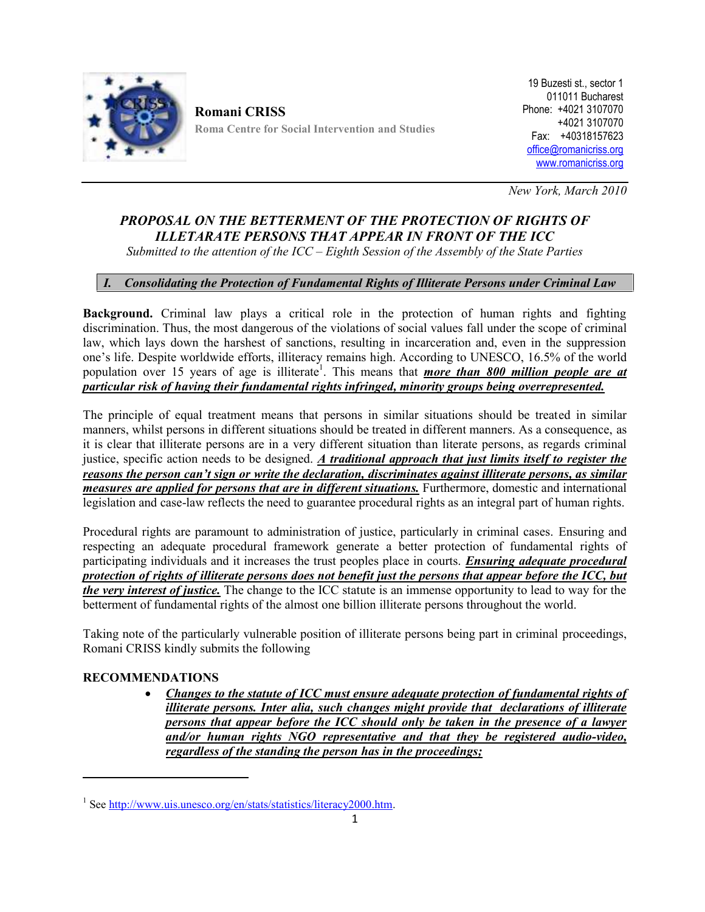**Romani CRISS**
**Roma Centre for Social Intervention and Studies**

19 Buzesti st., sector 1
011011 Bucharest
Phone: +4021 3107070
+4021 3107070
Fax: +40318157623
office@romanicriss.org
www.romanicriss.org

*New York, March 2010*

## *PROPOSAL ON THE BETTERMENT OF THE PROTECTION OF RIGHTS OF ILLETARATE PERSONS THAT APPEAR IN FRONT OF THE ICC*

*Submitted to the attention of the ICC – Eighth Session of the Assembly of the State Parties*

### *I. Consolidating the Protection of Fundamental Rights of Illiterate Persons under Criminal Law*

**Background.** Criminal law plays a critical role in the protection of human rights and fighting discrimination. Thus, the most dangerous of the violations of social values fall under the scope of criminal law, which lays down the harshest of sanctions, resulting in incarceration and, even in the suppression one's life. Despite worldwide efforts, illiteracy remains high. According to UNESCO, 16.5% of the world population over 15 years of age is illiterate[1]. This means that ***more than 800 million people are at particular risk of having their fundamental rights infringed, minority groups being overrepresented.***

The principle of equal treatment means that persons in similar situations should be treated in similar manners, whilst persons in different situations should be treated in different manners. As a consequence, as it is clear that illiterate persons are in a very different situation than literate persons, as regards criminal justice, specific action needs to be designed. ***A traditional approach that just limits itself to register the reasons the person can't sign or write the declaration, discriminates against illiterate persons, as similar measures are applied for persons that are in different situations.*** Furthermore, domestic and international legislation and case-law reflects the need to guarantee procedural rights as an integral part of human rights.

Procedural rights are paramount to administration of justice, particularly in criminal cases. Ensuring and respecting an adequate procedural framework generate a better protection of fundamental rights of participating individuals and it increases the trust peoples place in courts. ***Ensuring adequate procedural protection of rights of illiterate persons does not benefit just the persons that appear before the ICC, but the very interest of justice.*** The change to the ICC statute is an immense opportunity to lead to way for the betterment of fundamental rights of the almost one billion illiterate persons throughout the world.

Taking note of the particularly vulnerable position of illiterate persons being part in criminal proceedings, Romani CRISS kindly submits the following

**RECOMMENDATIONS**

- ***Changes to the statute of ICC must ensure adequate protection of fundamental rights of illiterate persons. Inter alia, such changes might provide that declarations of illiterate persons that appear before the ICC should only be taken in the presence of a lawyer and/or human rights NGO representative and that they be registered audio-video, regardless of the standing the person has in the proceedings;***

---

[1] See http://www.uis.unesco.org/en/stats/statistics/literacy2000.htm.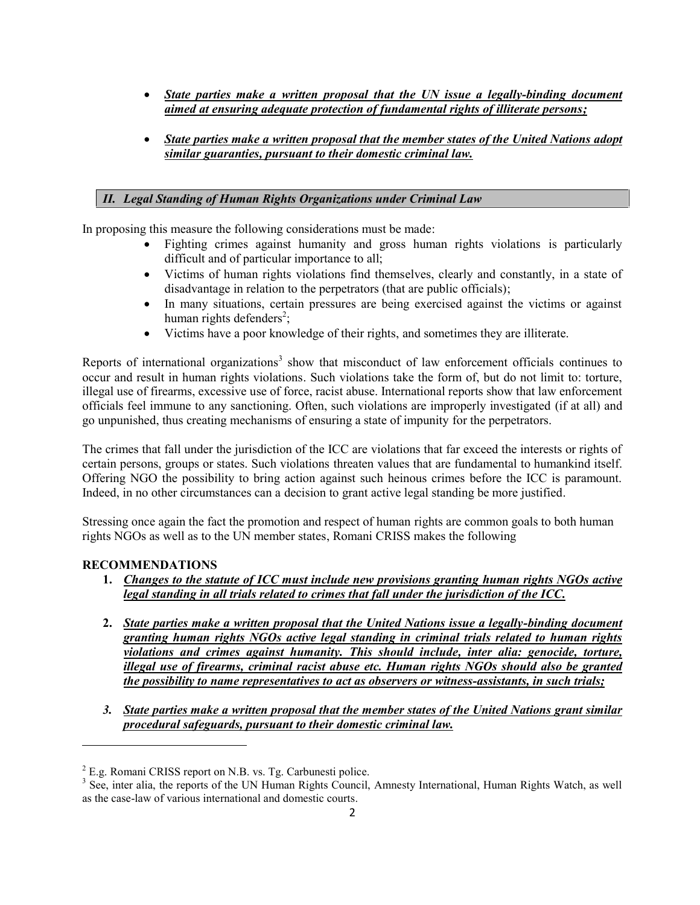- ***State parties make a written proposal that the UN issue a legally-binding document aimed at ensuring adequate protection of fundamental rights of illiterate persons;***

- ***State parties make a written proposal that the member states of the United Nations adopt similar guaranties, pursuant to their domestic criminal law.***

## *II. Legal Standing of Human Rights Organizations under Criminal Law*

In proposing this measure the following considerations must be made:

- Fighting crimes against humanity and gross human rights violations is particularly difficult and of particular importance to all;
- Victims of human rights violations find themselves, clearly and constantly, in a state of disadvantage in relation to the perpetrators (that are public officials);
- In many situations, certain pressures are being exercised against the victims or against human rights defenders[2];
- Victims have a poor knowledge of their rights, and sometimes they are illiterate.

Reports of international organizations[3] show that misconduct of law enforcement officials continues to occur and result in human rights violations. Such violations take the form of, but do not limit to: torture, illegal use of firearms, excessive use of force, racist abuse. International reports show that law enforcement officials feel immune to any sanctioning. Often, such violations are improperly investigated (if at all) and go unpunished, thus creating mechanisms of ensuring a state of impunity for the perpetrators.

The crimes that fall under the jurisdiction of the ICC are violations that far exceed the interests or rights of certain persons, groups or states. Such violations threaten values that are fundamental to humankind itself. Offering NGO the possibility to bring action against such heinous crimes before the ICC is paramount. Indeed, in no other circumstances can a decision to grant active legal standing be more justified.

Stressing once again the fact the promotion and respect of human rights are common goals to both human rights NGOs as well as to the UN member states, Romani CRISS makes the following

**RECOMMENDATIONS**

1. ***Changes to the statute of ICC must include new provisions granting human rights NGOs active legal standing in all trials related to crimes that fall under the jurisdiction of the ICC.***

2. ***State parties make a written proposal that the United Nations issue a legally-binding document granting human rights NGOs active legal standing in criminal trials related to human rights violations and crimes against humanity. This should include, inter alia: genocide, torture, illegal use of firearms, criminal racist abuse etc. Human rights NGOs should also be granted the possibility to name representatives to act as observers or witness-assistants, in such trials;***

3. ***State parties make a written proposal that the member states of the United Nations grant similar procedural safeguards, pursuant to their domestic criminal law.***

---

[2] E.g. Romani CRISS report on N.B. vs. Tg. Carbunesti police.

[3] See, inter alia, the reports of the UN Human Rights Council, Amnesty International, Human Rights Watch, as well as the case-law of various international and domestic courts.